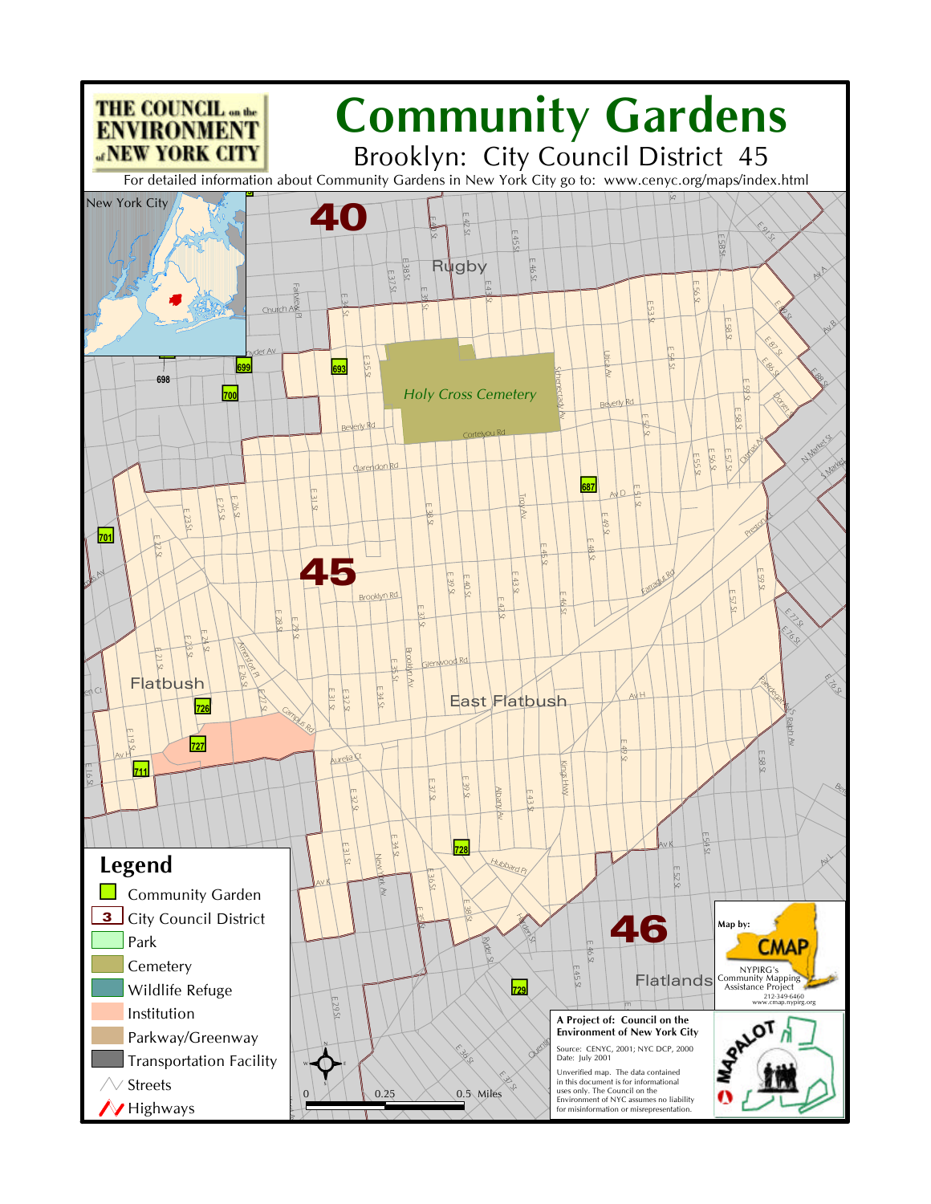THE COUNCIL on the ENVIRONMENT of NEW YORK CITY

# Community Gardens

## Brooklyn: City Council District 45

For detailed information about Community Gardens in New York City go to: www.cenyc.org/maps/index.html

New York City

40

Rugby

Holy Cross Cemetery

45

Flatbush

East Flatbush

46

Flatlands

693 699 698 700 687 701 726 727 711 728 729

## Legend

- Community Garden
- City Council District
- Park
- Cemetery
- Wildlife Refuge
- Institution
- Parkway/Greenway
- Transportation Facility
- Streets
- Highways

0 0.25 0.5 Miles

Map by: CMAP

NYPIRG's Community Mapping Assistance Project

212-349-6460

www.cmap.nypirg.org

**A Project of: Council on the Environment of New York City**

Source: CENYC, 2001; NYC DCP, 2000

Date: July 2001

Unverified map. The data contained in this document is for informational uses only. The Council on the Environment of NYC assumes no liability for misinformation or misrepresentation.

MAPALOT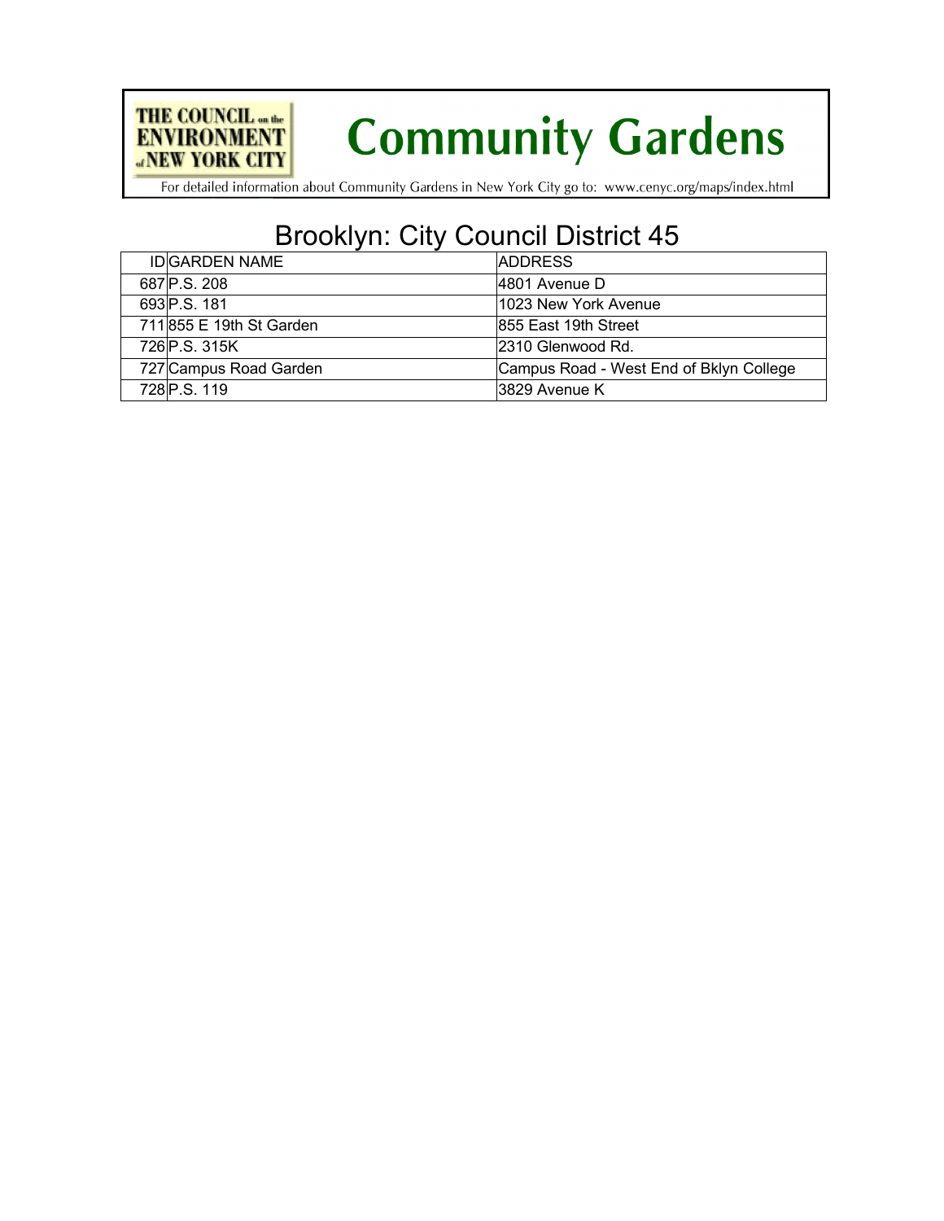THE COUNCIL on the ENVIRONMENT of NEW YORK CITY

# Community Gardens

For detailed information about Community Gardens in New York City go to: www.cenyc.org/maps/index.html

## Brooklyn: City Council District 45

| ID | GARDEN NAME | ADDRESS |
|---|---|---|
| 687 | P.S. 208 | 4801 Avenue D |
| 693 | P.S. 181 | 1023 New York Avenue |
| 711 | 855 E 19th St Garden | 855 East 19th Street |
| 726 | P.S. 315K | 2310 Glenwood Rd. |
| 727 | Campus Road Garden | Campus Road - West End of Bklyn College |
| 728 | P.S. 119 | 3829 Avenue K |